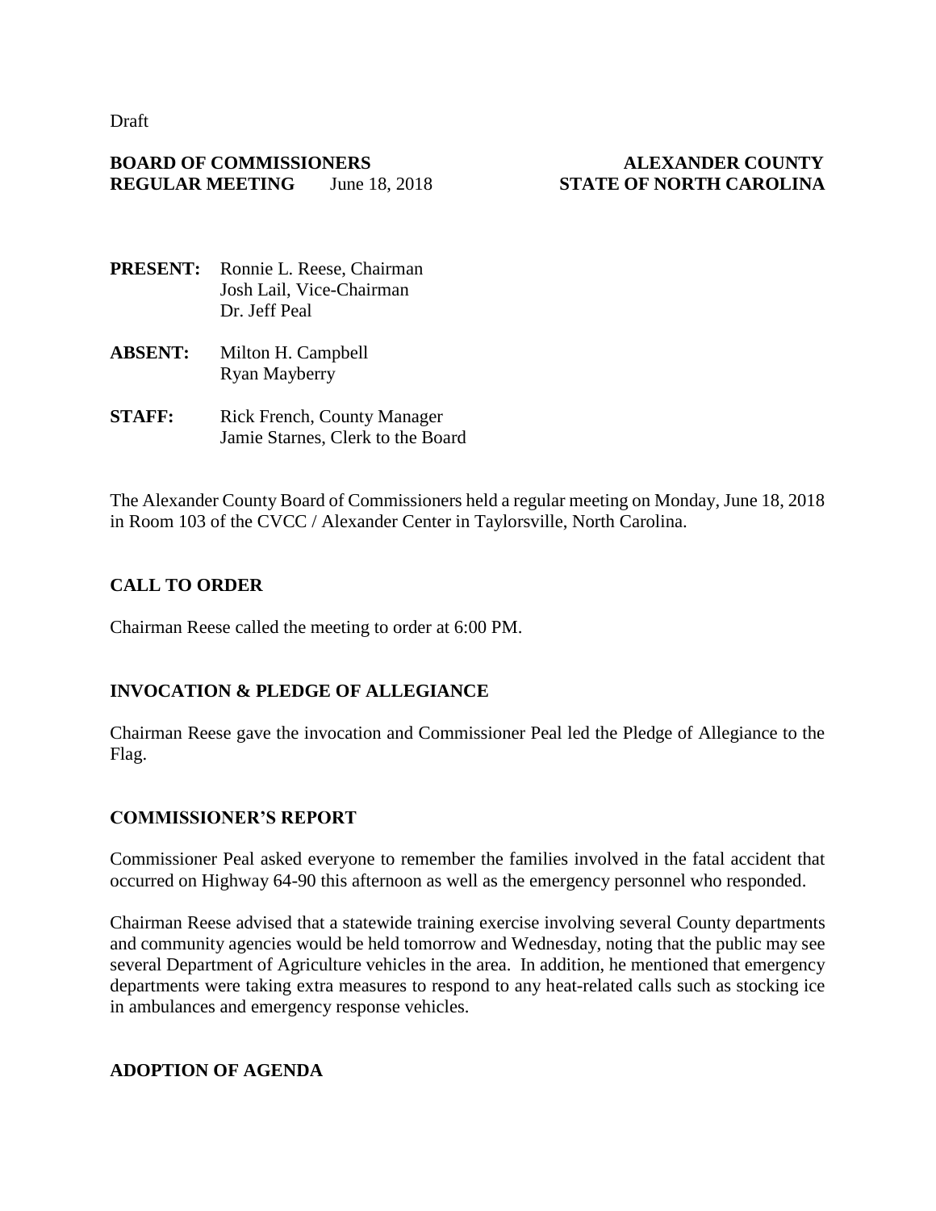Draft

**BOARD OF COMMISSIONERS** &nbsp;&nbsp;&nbsp;&nbsp;&nbsp;&nbsp;&nbsp;&nbsp;&nbsp;&nbsp;&nbsp;&nbsp;&nbsp;&nbsp;&nbsp;&nbsp;&nbsp;&nbsp;&nbsp;&nbsp;&nbsp;&nbsp;&nbsp;&nbsp;&nbsp;&nbsp; **ALEXANDER COUNTY**
**REGULAR MEETING** June 18, 2018 &nbsp;&nbsp;&nbsp;&nbsp;&nbsp;&nbsp;&nbsp;&nbsp;&nbsp; **STATE OF NORTH CAROLINA**

**PRESENT:** Ronnie L. Reese, Chairman
Josh Lail, Vice-Chairman
Dr. Jeff Peal

**ABSENT:** Milton H. Campbell
Ryan Mayberry

**STAFF:** Rick French, County Manager
Jamie Starnes, Clerk to the Board

The Alexander County Board of Commissioners held a regular meeting on Monday, June 18, 2018 in Room 103 of the CVCC / Alexander Center in Taylorsville, North Carolina.

## CALL TO ORDER

Chairman Reese called the meeting to order at 6:00 PM.

## INVOCATION & PLEDGE OF ALLEGIANCE

Chairman Reese gave the invocation and Commissioner Peal led the Pledge of Allegiance to the Flag.

## COMMISSIONER'S REPORT

Commissioner Peal asked everyone to remember the families involved in the fatal accident that occurred on Highway 64-90 this afternoon as well as the emergency personnel who responded.

Chairman Reese advised that a statewide training exercise involving several County departments and community agencies would be held tomorrow and Wednesday, noting that the public may see several Department of Agriculture vehicles in the area. In addition, he mentioned that emergency departments were taking extra measures to respond to any heat-related calls such as stocking ice in ambulances and emergency response vehicles.

## ADOPTION OF AGENDA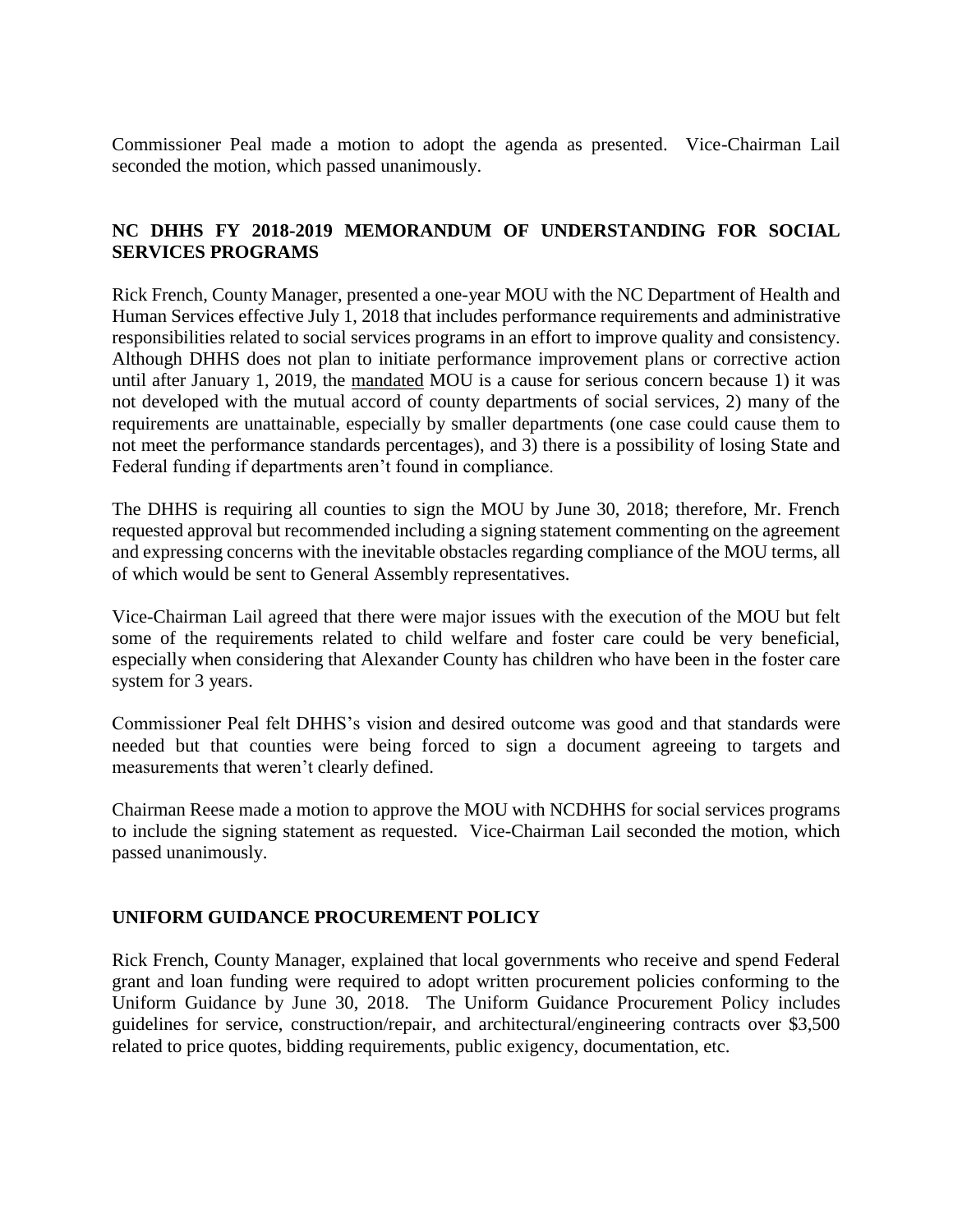Commissioner Peal made a motion to adopt the agenda as presented. Vice-Chairman Lail seconded the motion, which passed unanimously.

## NC DHHS FY 2018-2019 MEMORANDUM OF UNDERSTANDING FOR SOCIAL SERVICES PROGRAMS

Rick French, County Manager, presented a one-year MOU with the NC Department of Health and Human Services effective July 1, 2018 that includes performance requirements and administrative responsibilities related to social services programs in an effort to improve quality and consistency. Although DHHS does not plan to initiate performance improvement plans or corrective action until after January 1, 2019, the mandated MOU is a cause for serious concern because 1) it was not developed with the mutual accord of county departments of social services, 2) many of the requirements are unattainable, especially by smaller departments (one case could cause them to not meet the performance standards percentages), and 3) there is a possibility of losing State and Federal funding if departments aren't found in compliance.

The DHHS is requiring all counties to sign the MOU by June 30, 2018; therefore, Mr. French requested approval but recommended including a signing statement commenting on the agreement and expressing concerns with the inevitable obstacles regarding compliance of the MOU terms, all of which would be sent to General Assembly representatives.

Vice-Chairman Lail agreed that there were major issues with the execution of the MOU but felt some of the requirements related to child welfare and foster care could be very beneficial, especially when considering that Alexander County has children who have been in the foster care system for 3 years.

Commissioner Peal felt DHHS's vision and desired outcome was good and that standards were needed but that counties were being forced to sign a document agreeing to targets and measurements that weren't clearly defined.

Chairman Reese made a motion to approve the MOU with NCDHHS for social services programs to include the signing statement as requested. Vice-Chairman Lail seconded the motion, which passed unanimously.

## UNIFORM GUIDANCE PROCUREMENT POLICY

Rick French, County Manager, explained that local governments who receive and spend Federal grant and loan funding were required to adopt written procurement policies conforming to the Uniform Guidance by June 30, 2018. The Uniform Guidance Procurement Policy includes guidelines for service, construction/repair, and architectural/engineering contracts over $3,500 related to price quotes, bidding requirements, public exigency, documentation, etc.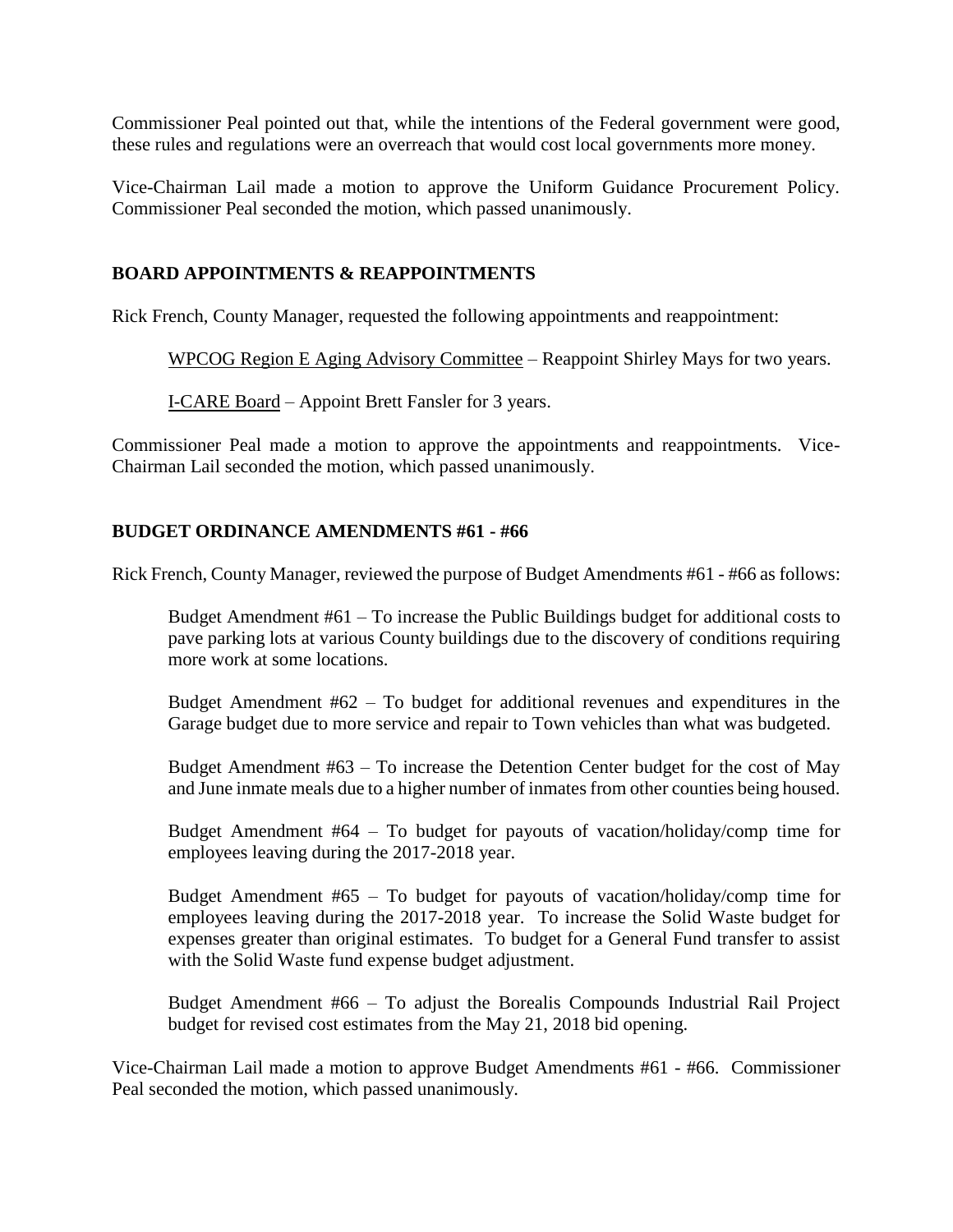Commissioner Peal pointed out that, while the intentions of the Federal government were good, these rules and regulations were an overreach that would cost local governments more money.

Vice-Chairman Lail made a motion to approve the Uniform Guidance Procurement Policy. Commissioner Peal seconded the motion, which passed unanimously.

## BOARD APPOINTMENTS & REAPPOINTMENTS

Rick French, County Manager, requested the following appointments and reappointment:

> WPCOG Region E Aging Advisory Committee – Reappoint Shirley Mays for two years.
>
> I-CARE Board – Appoint Brett Fansler for 3 years.

Commissioner Peal made a motion to approve the appointments and reappointments. Vice-Chairman Lail seconded the motion, which passed unanimously.

## BUDGET ORDINANCE AMENDMENTS #61 - #66

Rick French, County Manager, reviewed the purpose of Budget Amendments #61 - #66 as follows:

> Budget Amendment #61 – To increase the Public Buildings budget for additional costs to pave parking lots at various County buildings due to the discovery of conditions requiring more work at some locations.
>
> Budget Amendment #62 – To budget for additional revenues and expenditures in the Garage budget due to more service and repair to Town vehicles than what was budgeted.
>
> Budget Amendment #63 – To increase the Detention Center budget for the cost of May and June inmate meals due to a higher number of inmates from other counties being housed.
>
> Budget Amendment #64 – To budget for payouts of vacation/holiday/comp time for employees leaving during the 2017-2018 year.
>
> Budget Amendment #65 – To budget for payouts of vacation/holiday/comp time for employees leaving during the 2017-2018 year. To increase the Solid Waste budget for expenses greater than original estimates. To budget for a General Fund transfer to assist with the Solid Waste fund expense budget adjustment.
>
> Budget Amendment #66 – To adjust the Borealis Compounds Industrial Rail Project budget for revised cost estimates from the May 21, 2018 bid opening.

Vice-Chairman Lail made a motion to approve Budget Amendments #61 - #66. Commissioner Peal seconded the motion, which passed unanimously.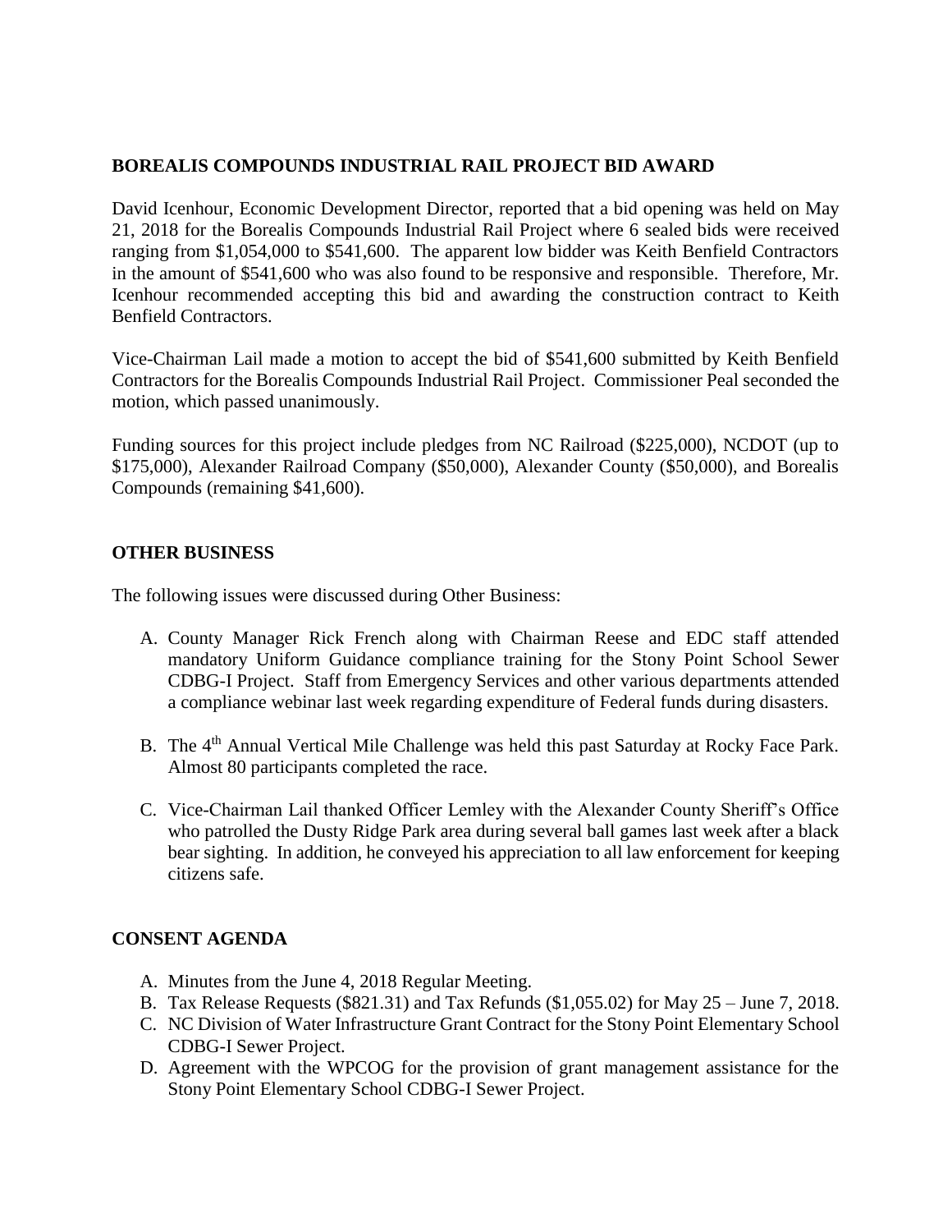## BOREALIS COMPOUNDS INDUSTRIAL RAIL PROJECT BID AWARD

David Icenhour, Economic Development Director, reported that a bid opening was held on May 21, 2018 for the Borealis Compounds Industrial Rail Project where 6 sealed bids were received ranging from $1,054,000 to $541,600. The apparent low bidder was Keith Benfield Contractors in the amount of $541,600 who was also found to be responsive and responsible. Therefore, Mr. Icenhour recommended accepting this bid and awarding the construction contract to Keith Benfield Contractors.

Vice-Chairman Lail made a motion to accept the bid of $541,600 submitted by Keith Benfield Contractors for the Borealis Compounds Industrial Rail Project. Commissioner Peal seconded the motion, which passed unanimously.

Funding sources for this project include pledges from NC Railroad ($225,000), NCDOT (up to $175,000), Alexander Railroad Company ($50,000), Alexander County ($50,000), and Borealis Compounds (remaining $41,600).

## OTHER BUSINESS

The following issues were discussed during Other Business:

A. County Manager Rick French along with Chairman Reese and EDC staff attended mandatory Uniform Guidance compliance training for the Stony Point School Sewer CDBG-I Project. Staff from Emergency Services and other various departments attended a compliance webinar last week regarding expenditure of Federal funds during disasters.

B. The 4th Annual Vertical Mile Challenge was held this past Saturday at Rocky Face Park. Almost 80 participants completed the race.

C. Vice-Chairman Lail thanked Officer Lemley with the Alexander County Sheriff's Office who patrolled the Dusty Ridge Park area during several ball games last week after a black bear sighting. In addition, he conveyed his appreciation to all law enforcement for keeping citizens safe.

## CONSENT AGENDA

A. Minutes from the June 4, 2018 Regular Meeting.
B. Tax Release Requests ($821.31) and Tax Refunds ($1,055.02) for May 25 – June 7, 2018.
C. NC Division of Water Infrastructure Grant Contract for the Stony Point Elementary School CDBG-I Sewer Project.
D. Agreement with the WPCOG for the provision of grant management assistance for the Stony Point Elementary School CDBG-I Sewer Project.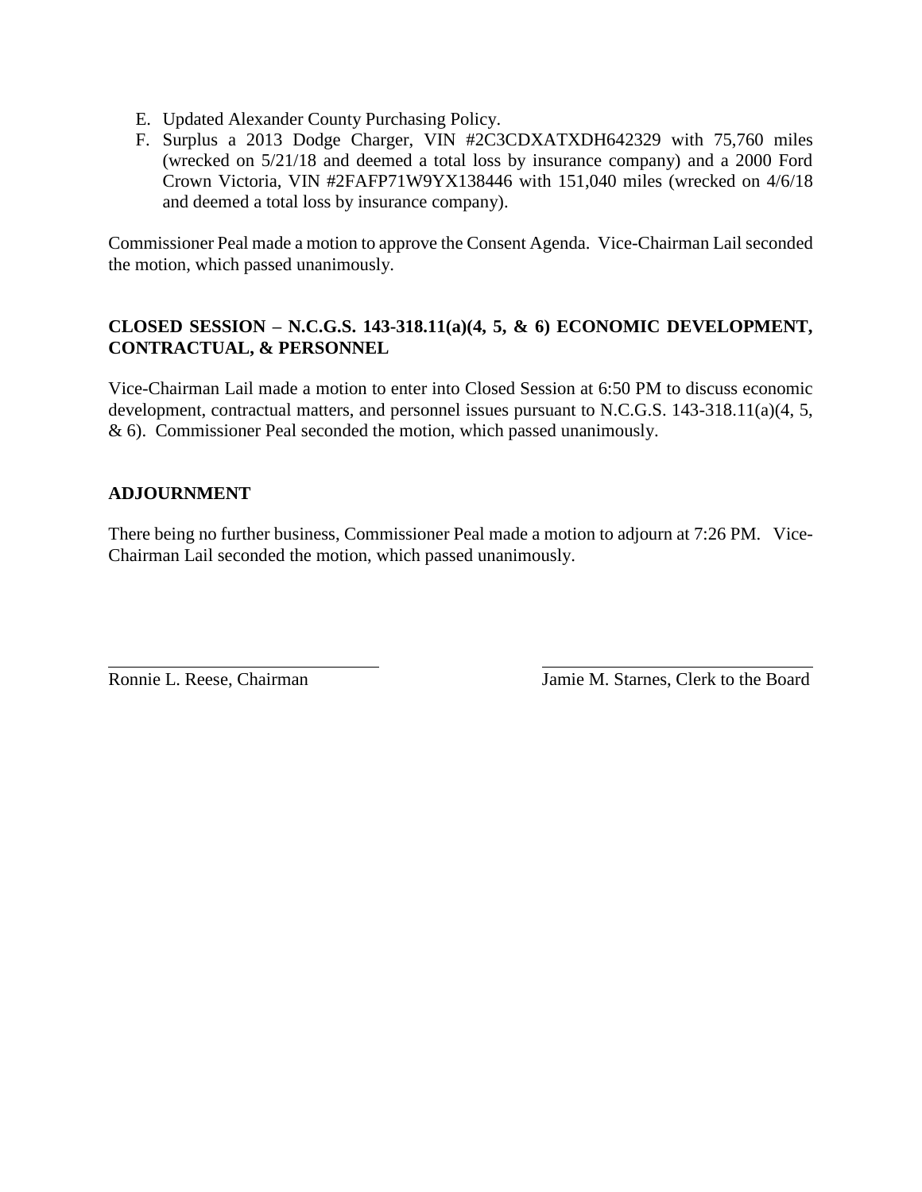E. Updated Alexander County Purchasing Policy.
F. Surplus a 2013 Dodge Charger, VIN #2C3CDXATXDH642329 with 75,760 miles (wrecked on 5/21/18 and deemed a total loss by insurance company) and a 2000 Ford Crown Victoria, VIN #2FAFP71W9YX138446 with 151,040 miles (wrecked on 4/6/18 and deemed a total loss by insurance company).

Commissioner Peal made a motion to approve the Consent Agenda. Vice-Chairman Lail seconded the motion, which passed unanimously.

**CLOSED SESSION – N.C.G.S. 143-318.11(a)(4, 5, & 6) ECONOMIC DEVELOPMENT, CONTRACTUAL, & PERSONNEL**

Vice-Chairman Lail made a motion to enter into Closed Session at 6:50 PM to discuss economic development, contractual matters, and personnel issues pursuant to N.C.G.S. 143-318.11(a)(4, 5, & 6). Commissioner Peal seconded the motion, which passed unanimously.

**ADJOURNMENT**

There being no further business, Commissioner Peal made a motion to adjourn at 7:26 PM. Vice-Chairman Lail seconded the motion, which passed unanimously.

Ronnie L. Reese, Chairman

Jamie M. Starnes, Clerk to the Board